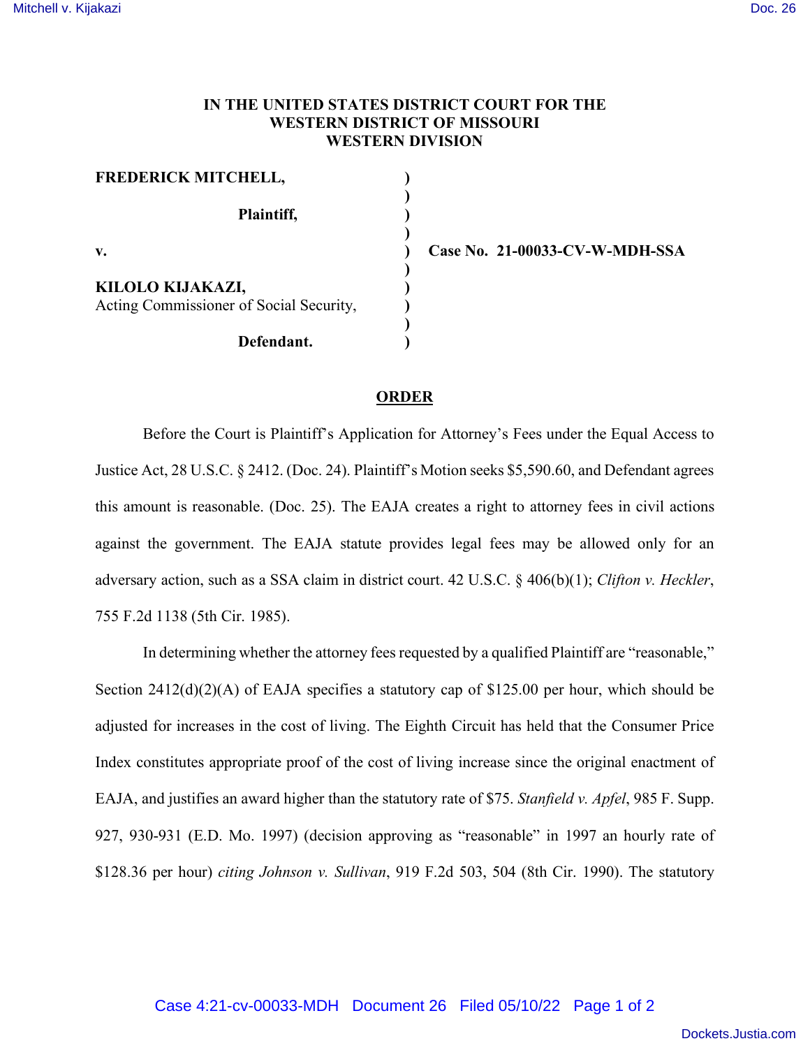**IN THE UNITED STATES DISTRICT COURT FOR THE WESTERN DISTRICT OF MISSOURI WESTERN DIVISION**

| | | |
|---|---|---|
| **FREDERICK MITCHELL,** | ) | |
| | ) | |
| **Plaintiff,** | ) | |
| | ) | |
| **v.** | ) | **Case No. 21-00033-CV-W-MDH-SSA** |
| | ) | |
| **KILOLO KIJAKAZI,** | ) | |
| Acting Commissioner of Social Security, | ) | |
| | ) | |
| **Defendant.** | ) | |

**ORDER**

Before the Court is Plaintiff's Application for Attorney's Fees under the Equal Access to Justice Act, 28 U.S.C. § 2412. (Doc. 24). Plaintiff's Motion seeks $5,590.60, and Defendant agrees this amount is reasonable. (Doc. 25). The EAJA creates a right to attorney fees in civil actions against the government. The EAJA statute provides legal fees may be allowed only for an adversary action, such as a SSA claim in district court. 42 U.S.C. § 406(b)(1); *Clifton v. Heckler*, 755 F.2d 1138 (5th Cir. 1985).

In determining whether the attorney fees requested by a qualified Plaintiff are "reasonable," Section 2412(d)(2)(A) of EAJA specifies a statutory cap of $125.00 per hour, which should be adjusted for increases in the cost of living. The Eighth Circuit has held that the Consumer Price Index constitutes appropriate proof of the cost of living increase since the original enactment of EAJA, and justifies an award higher than the statutory rate of $75. *Stanfield v. Apfel*, 985 F. Supp. 927, 930-931 (E.D. Mo. 1997) (decision approving as "reasonable" in 1997 an hourly rate of $128.36 per hour) *citing Johnson v. Sullivan*, 919 F.2d 503, 504 (8th Cir. 1990). The statutory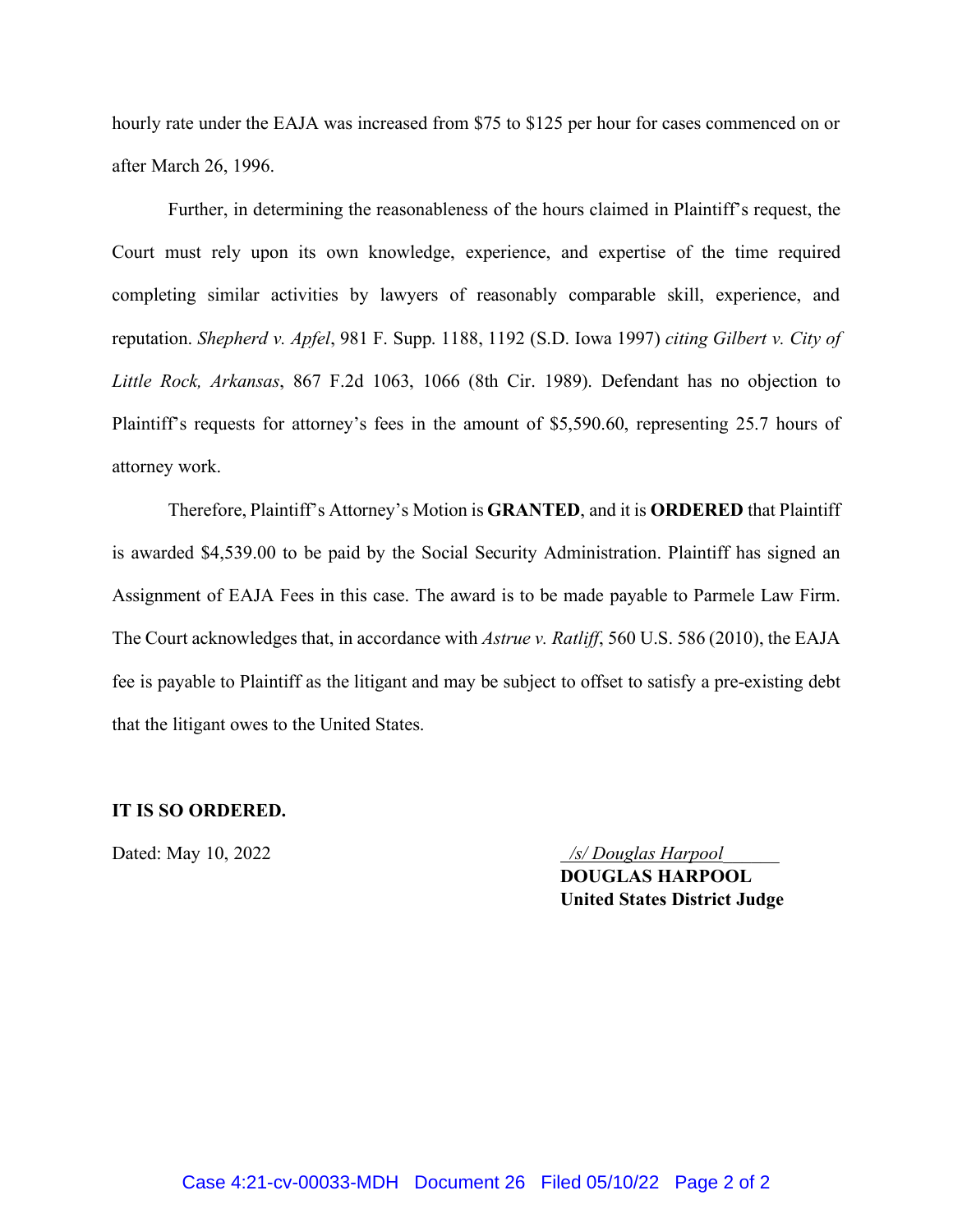hourly rate under the EAJA was increased from $75 to $125 per hour for cases commenced on or after March 26, 1996.

Further, in determining the reasonableness of the hours claimed in Plaintiff's request, the Court must rely upon its own knowledge, experience, and expertise of the time required completing similar activities by lawyers of reasonably comparable skill, experience, and reputation. *Shepherd v. Apfel*, 981 F. Supp. 1188, 1192 (S.D. Iowa 1997) *citing Gilbert v. City of Little Rock, Arkansas*, 867 F.2d 1063, 1066 (8th Cir. 1989). Defendant has no objection to Plaintiff's requests for attorney's fees in the amount of $5,590.60, representing 25.7 hours of attorney work.

Therefore, Plaintiff's Attorney's Motion is **GRANTED**, and it is **ORDERED** that Plaintiff is awarded $4,539.00 to be paid by the Social Security Administration. Plaintiff has signed an Assignment of EAJA Fees in this case. The award is to be made payable to Parmele Law Firm. The Court acknowledges that, in accordance with *Astrue v. Ratliff*, 560 U.S. 586 (2010), the EAJA fee is payable to Plaintiff as the litigant and may be subject to offset to satisfy a pre-existing debt that the litigant owes to the United States.

**IT IS SO ORDERED.**

Dated: May 10, 2022

*/s/ Douglas Harpool*
**DOUGLAS HARPOOL**
**United States District Judge**